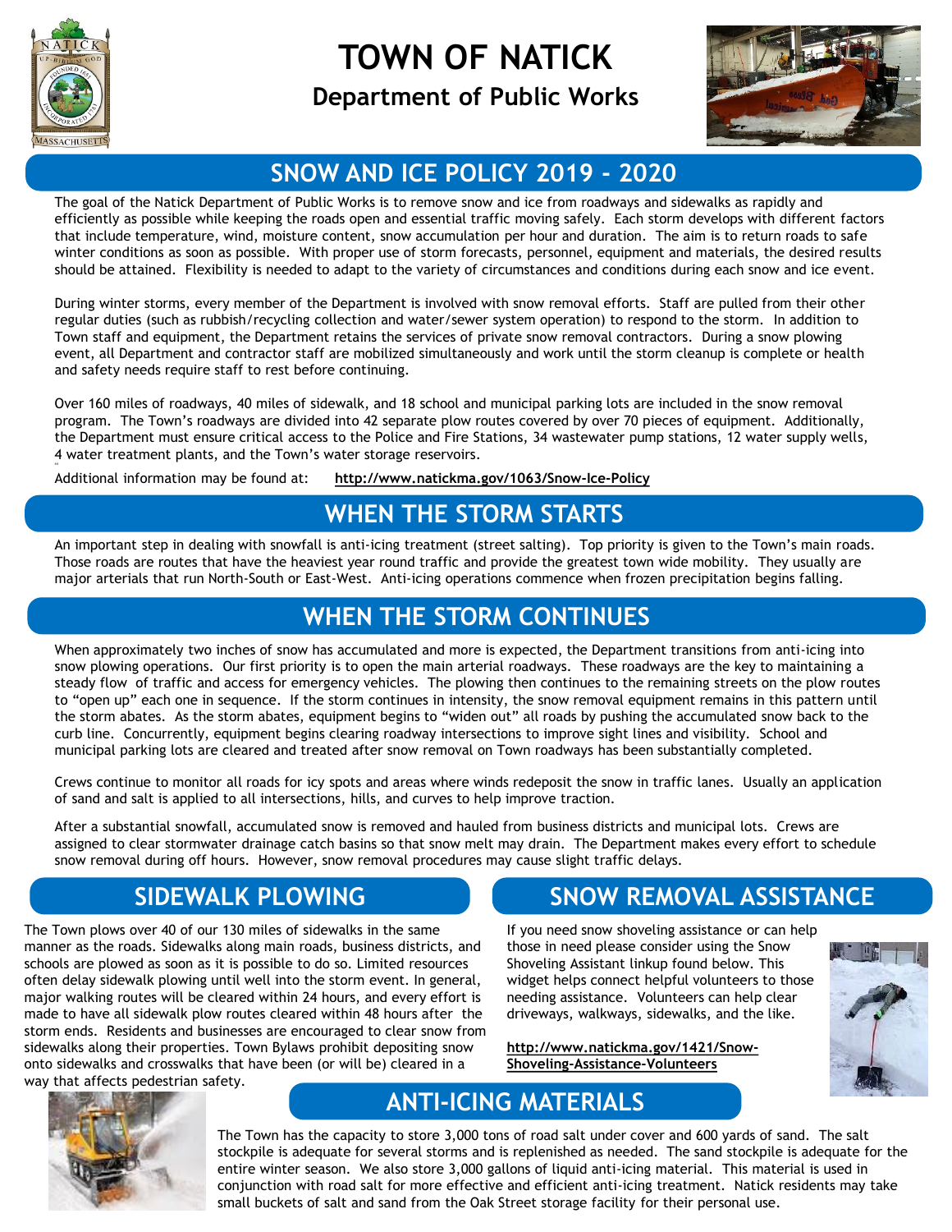# TOWN OF NATICK

## Department of Public Works

## SNOW AND ICE POLICY 2019 - 2020

The goal of the Natick Department of Public Works is to remove snow and ice from roadways and sidewalks as rapidly and efficiently as possible while keeping the roads open and essential traffic moving safely. Each storm develops with different factors that include temperature, wind, moisture content, snow accumulation per hour and duration. The aim is to return roads to safe winter conditions as soon as possible. With proper use of storm forecasts, personnel, equipment and materials, the desired results should be attained. Flexibility is needed to adapt to the variety of circumstances and conditions during each snow and ice event.

During winter storms, every member of the Department is involved with snow removal efforts. Staff are pulled from their other regular duties (such as rubbish/recycling collection and water/sewer system operation) to respond to the storm. In addition to Town staff and equipment, the Department retains the services of private snow removal contractors. During a snow plowing event, all Department and contractor staff are mobilized simultaneously and work until the storm cleanup is complete or health and safety needs require staff to rest before continuing.

Over 160 miles of roadways, 40 miles of sidewalk, and 18 school and municipal parking lots are included in the snow removal program. The Town's roadways are divided into 42 separate plow routes covered by over 70 pieces of equipment. Additionally, the Department must ensure critical access to the Police and Fire Stations, 34 wastewater pump stations, 12 water supply wells, 4 water treatment plants, and the Town's water storage reservoirs.

Additional information may be found at: **http://www.natickma.gov/1063/Snow-Ice-Policy**

## WHEN THE STORM STARTS

An important step in dealing with snowfall is anti-icing treatment (street salting). Top priority is given to the Town's main roads. Those roads are routes that have the heaviest year round traffic and provide the greatest town wide mobility. They usually are major arterials that run North-South or East-West. Anti-icing operations commence when frozen precipitation begins falling.

## WHEN THE STORM CONTINUES

When approximately two inches of snow has accumulated and more is expected, the Department transitions from anti-icing into snow plowing operations. Our first priority is to open the main arterial roadways. These roadways are the key to maintaining a steady flow of traffic and access for emergency vehicles. The plowing then continues to the remaining streets on the plow routes to "open up" each one in sequence. If the storm continues in intensity, the snow removal equipment remains in this pattern until the storm abates. As the storm abates, equipment begins to "widen out" all roads by pushing the accumulated snow back to the curb line. Concurrently, equipment begins clearing roadway intersections to improve sight lines and visibility. School and municipal parking lots are cleared and treated after snow removal on Town roadways has been substantially completed.

Crews continue to monitor all roads for icy spots and areas where winds redeposit the snow in traffic lanes. Usually an application of sand and salt is applied to all intersections, hills, and curves to help improve traction.

After a substantial snowfall, accumulated snow is removed and hauled from business districts and municipal lots. Crews are assigned to clear stormwater drainage catch basins so that snow melt may drain. The Department makes every effort to schedule snow removal during off hours. However, snow removal procedures may cause slight traffic delays.

## SIDEWALK PLOWING

The Town plows over 40 of our 130 miles of sidewalks in the same manner as the roads. Sidewalks along main roads, business districts, and schools are plowed as soon as it is possible to do so. Limited resources often delay sidewalk plowing until well into the storm event. In general, major walking routes will be cleared within 24 hours, and every effort is made to have all sidewalk plow routes cleared within 48 hours after the storm ends. Residents and businesses are encouraged to clear snow from sidewalks along their properties. Town Bylaws prohibit depositing snow onto sidewalks and crosswalks that have been (or will be) cleared in a way that affects pedestrian safety.

## SNOW REMOVAL ASSISTANCE

If you need snow shoveling assistance or can help those in need please consider using the Snow Shoveling Assistant linkup found below. This widget helps connect helpful volunteers to those needing assistance. Volunteers can help clear driveways, walkways, sidewalks, and the like.

**http://www.natickma.gov/1421/Snow-Shoveling-Assistance-Volunteers**

## ANTI-ICING MATERIALS

The Town has the capacity to store 3,000 tons of road salt under cover and 600 yards of sand. The salt stockpile is adequate for several storms and is replenished as needed. The sand stockpile is adequate for the entire winter season. We also store 3,000 gallons of liquid anti-icing material. This material is used in conjunction with road salt for more effective and efficient anti-icing treatment. Natick residents may take small buckets of salt and sand from the Oak Street storage facility for their personal use.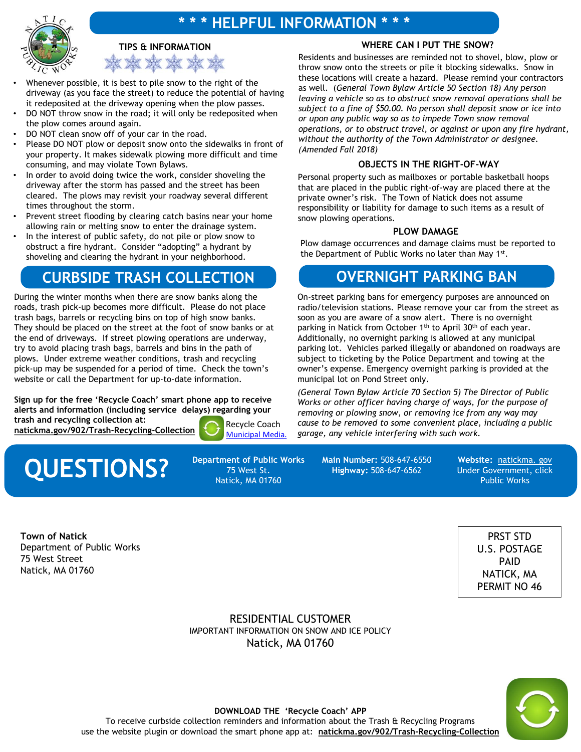# * * * HELPFUL INFORMATION * * *

### TIPS & INFORMATION

- Whenever possible, it is best to pile snow to the right of the driveway (as you face the street) to reduce the potential of having it redeposited at the driveway opening when the plow passes.
- DO NOT throw snow in the road; it will only be redeposited when the plow comes around again.
- DO NOT clean snow off of your car in the road.
- Please DO NOT plow or deposit snow onto the sidewalks in front of your property. It makes sidewalk plowing more difficult and time consuming, and may violate Town Bylaws.
- In order to avoid doing twice the work, consider shoveling the driveway after the storm has passed and the street has been cleared. The plows may revisit your roadway several different times throughout the storm.
- Prevent street flooding by clearing catch basins near your home allowing rain or melting snow to enter the drainage system.
- In the interest of public safety, do not pile or plow snow to obstruct a fire hydrant. Consider "adopting" a hydrant by shoveling and clearing the hydrant in your neighborhood.

### WHERE CAN I PUT THE SNOW?

Residents and businesses are reminded not to shovel, blow, plow or throw snow onto the streets or pile it blocking sidewalks. Snow in these locations will create a hazard. Please remind your contractors as well. *(General Town Bylaw Article 50 Section 18) Any person leaving a vehicle so as to obstruct snow removal operations shall be subject to a fine of $50.00. No person shall deposit snow or ice into or upon any public way so as to impede Town snow removal operations, or to obstruct travel, or against or upon any fire hydrant, without the authority of the Town Administrator or designee. (Amended Fall 2018)*

### OBJECTS IN THE RIGHT-OF-WAY

Personal property such as mailboxes or portable basketball hoops that are placed in the public right-of-way are placed there at the private owner's risk. The Town of Natick does not assume responsibility or liability for damage to such items as a result of snow plowing operations.

### PLOW DAMAGE

Plow damage occurrences and damage claims must be reported to the Department of Public Works no later than May 1st.

## CURBSIDE TRASH COLLECTION

During the winter months when there are snow banks along the roads, trash pick-up becomes more difficult. Please do not place trash bags, barrels or recycling bins on top of high snow banks. They should be placed on the street at the foot of snow banks or at the end of driveways. If street plowing operations are underway, try to avoid placing trash bags, barrels and bins in the path of plows. Under extreme weather conditions, trash and recycling pick-up may be suspended for a period of time. Check the town's website or call the Department for up-to-date information.

**Sign up for the free 'Recycle Coach' smart phone app to receive alerts and information (including service delays) regarding your trash and recycling collection at:**
**natickma.gov/902/Trash-Recycling-Collection**

Recycle Coach
Municipal Media.

## OVERNIGHT PARKING BAN

On-street parking bans for emergency purposes are announced on radio/television stations. Please remove your car from the street as soon as you are aware of a snow alert. There is no overnight parking in Natick from October 1st to April 30th of each year. Additionally, no overnight parking is allowed at any municipal parking lot. Vehicles parked illegally or abandoned on roadways are subject to ticketing by the Police Department and towing at the owner's expense. Emergency overnight parking is provided at the municipal lot on Pond Street only.

*(General Town Bylaw Article 70 Section 5) The Director of Public Works or other officer having charge of ways, for the purpose of removing or plowing snow, or removing ice from any way may cause to be removed to some convenient place, including a public garage, any vehicle interfering with such work.*

# QUESTIONS?

**Department of Public Works**
75 West St.
Natick, MA 01760

**Main Number:** 508-647-6550
**Highway:** 508-647-6562

**Website:** natickma. gov
Under Government, click Public Works

**Town of Natick**
Department of Public Works
75 West Street
Natick, MA 01760

PRST STD
U.S. POSTAGE
PAID
NATICK, MA
PERMIT NO 46

RESIDENTIAL CUSTOMER
IMPORTANT INFORMATION ON SNOW AND ICE POLICY
Natick, MA 01760

**DOWNLOAD THE 'Recycle Coach' APP**
To receive curbside collection reminders and information about the Trash & Recycling Programs use the website plugin or download the smart phone app at: **natickma.gov/902/Trash-Recycling-Collection**